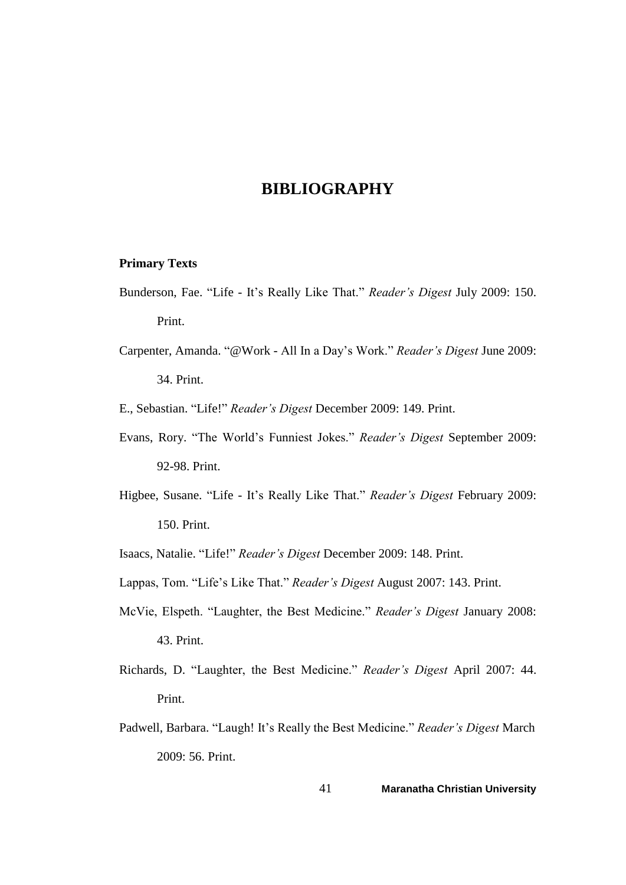# BIBLIOGRAPHY

### Primary Texts

Bunderson, Fae. "Life - It's Really Like That." *Reader's Digest* July 2009: 150. Print.

Carpenter, Amanda. "@Work - All In a Day's Work." *Reader's Digest* June 2009: 34. Print.

E., Sebastian. "Life!" *Reader's Digest* December 2009: 149. Print.

Evans, Rory. "The World's Funniest Jokes." *Reader's Digest* September 2009: 92-98. Print.

Higbee, Susane. "Life - It's Really Like That." *Reader's Digest* February 2009: 150. Print.

Isaacs, Natalie. "Life!" *Reader's Digest* December 2009: 148. Print.

Lappas, Tom. "Life's Like That." *Reader's Digest* August 2007: 143. Print.

McVie, Elspeth. "Laughter, the Best Medicine." *Reader's Digest* January 2008: 43. Print.

Richards, D. "Laughter, the Best Medicine." *Reader's Digest* April 2007: 44. Print.

Padwell, Barbara. "Laugh! It's Really the Best Medicine." *Reader's Digest* March 2009: 56. Print.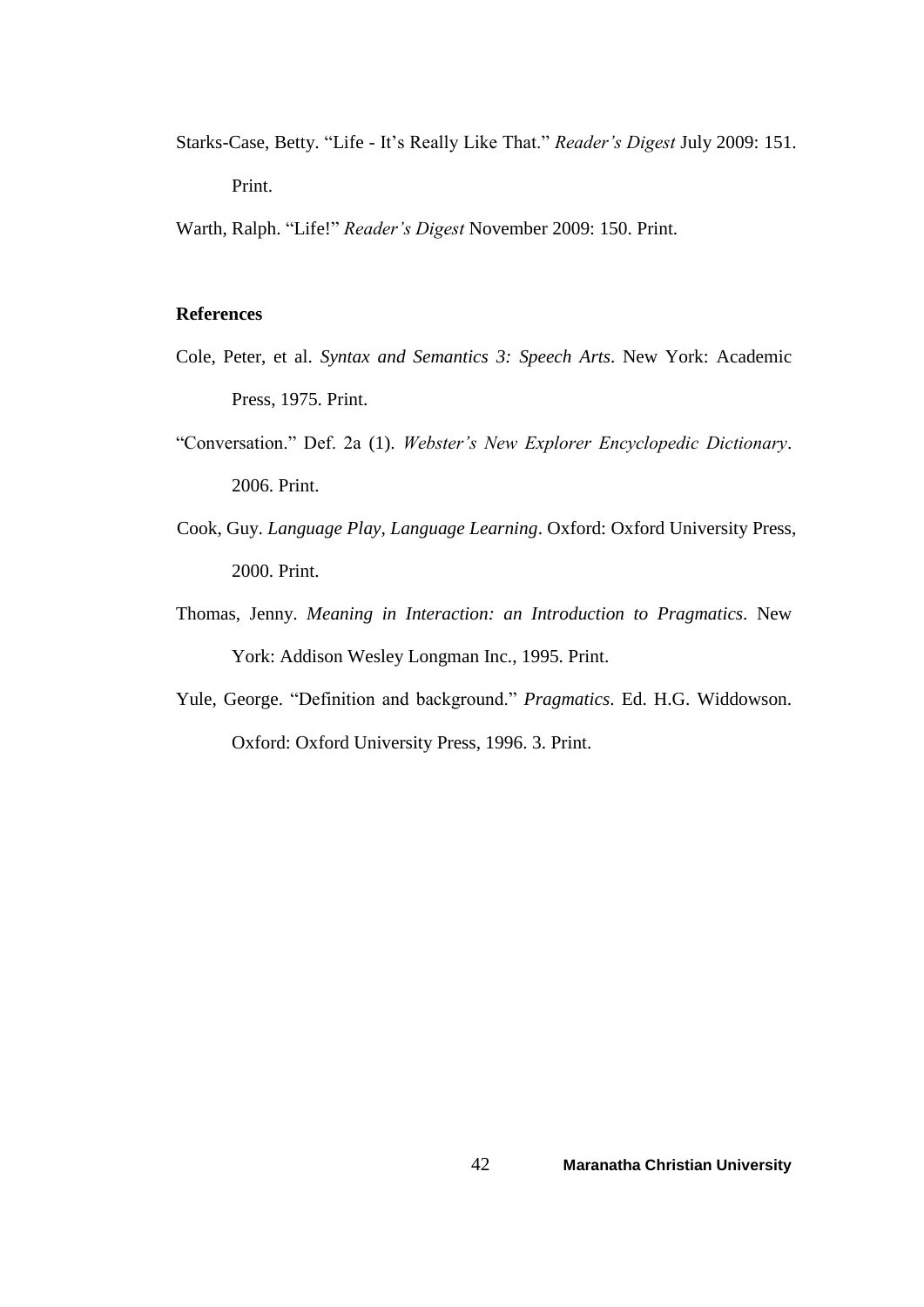Starks-Case, Betty. "Life - It's Really Like That." *Reader's Digest* July 2009: 151. Print.

Warth, Ralph. "Life!" *Reader's Digest* November 2009: 150. Print.

**References**

Cole, Peter, et al. *Syntax and Semantics 3: Speech Arts*. New York: Academic Press, 1975. Print.

"Conversation." Def. 2a (1). *Webster's New Explorer Encyclopedic Dictionary*. 2006. Print.

Cook, Guy. *Language Play, Language Learning*. Oxford: Oxford University Press, 2000. Print.

Thomas, Jenny. *Meaning in Interaction: an Introduction to Pragmatics*. New York: Addison Wesley Longman Inc., 1995. Print.

Yule, George. "Definition and background." *Pragmatics*. Ed. H.G. Widdowson. Oxford: Oxford University Press, 1996. 3. Print.